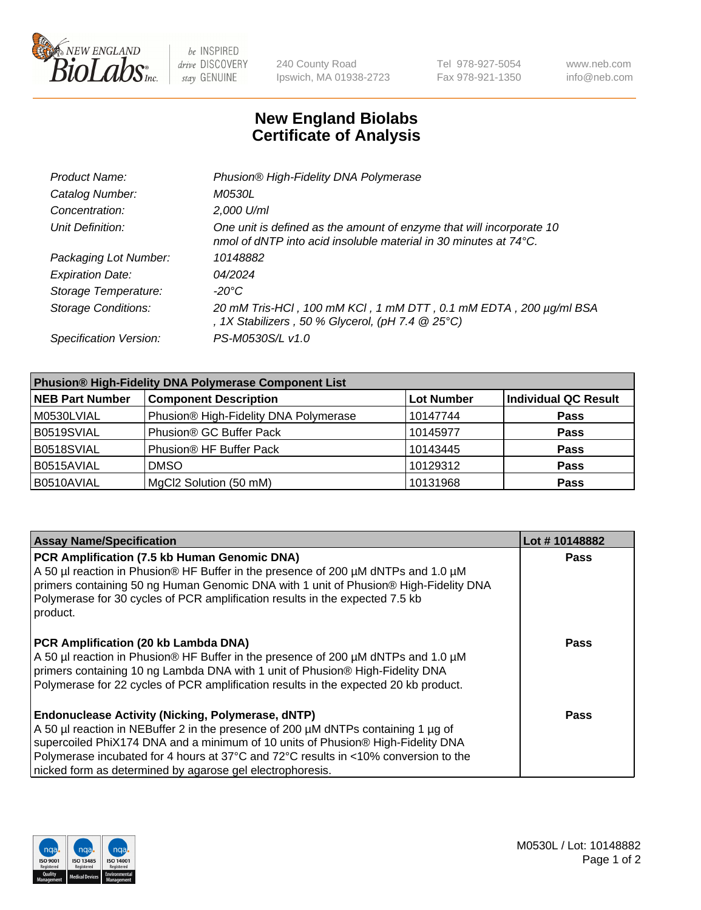# New England Biolabs Certificate of Analysis

| | |
|---|---|
| *Product Name:* | *Phusion® High-Fidelity DNA Polymerase* |
| *Catalog Number:* | *M0530L* |
| *Concentration:* | *2,000 U/ml* |
| *Unit Definition:* | *One unit is defined as the amount of enzyme that will incorporate 10 nmol of dNTP into acid insoluble material in 30 minutes at 74°C.* |
| *Packaging Lot Number:* | *10148882* |
| *Expiration Date:* | *04/2024* |
| *Storage Temperature:* | *-20°C* |
| *Storage Conditions:* | *20 mM Tris-HCl , 100 mM KCl , 1 mM DTT , 0.1 mM EDTA , 200 µg/ml BSA , 1X Stabilizers , 50 % Glycerol, (pH 7.4 @ 25°C)* |
| *Specification Version:* | *PS-M0530S/L v1.0* |

| **Phusion® High-Fidelity DNA Polymerase Component List** | | | |
|---|---|---|---|
| **NEB Part Number** | **Component Description** | **Lot Number** | **Individual QC Result** |
| M0530LVIAL | Phusion® High-Fidelity DNA Polymerase | 10147744 | **Pass** |
| B0519SVIAL | Phusion® GC Buffer Pack | 10145977 | **Pass** |
| B0518SVIAL | Phusion® HF Buffer Pack | 10143445 | **Pass** |
| B0515AVIAL | DMSO | 10129312 | **Pass** |
| B0510AVIAL | MgCl2 Solution (50 mM) | 10131968 | **Pass** |

| **Assay Name/Specification** | **Lot # 10148882** |
|---|---|
| **PCR Amplification (7.5 kb Human Genomic DNA)** A 50 µl reaction in Phusion® HF Buffer in the presence of 200 µM dNTPs and 1.0 µM primers containing 50 ng Human Genomic DNA with 1 unit of Phusion® High-Fidelity DNA Polymerase for 30 cycles of PCR amplification results in the expected 7.5 kb product. | **Pass** |
| **PCR Amplification (20 kb Lambda DNA)** A 50 µl reaction in Phusion® HF Buffer in the presence of 200 µM dNTPs and 1.0 µM primers containing 10 ng Lambda DNA with 1 unit of Phusion® High-Fidelity DNA Polymerase for 22 cycles of PCR amplification results in the expected 20 kb product. | **Pass** |
| **Endonuclease Activity (Nicking, Polymerase, dNTP)** A 50 µl reaction in NEBuffer 2 in the presence of 200 µM dNTPs containing 1 µg of supercoiled PhiX174 DNA and a minimum of 10 units of Phusion® High-Fidelity DNA Polymerase incubated for 4 hours at 37°C and 72°C results in <10% conversion to the nicked form as determined by agarose gel electrophoresis. | **Pass** |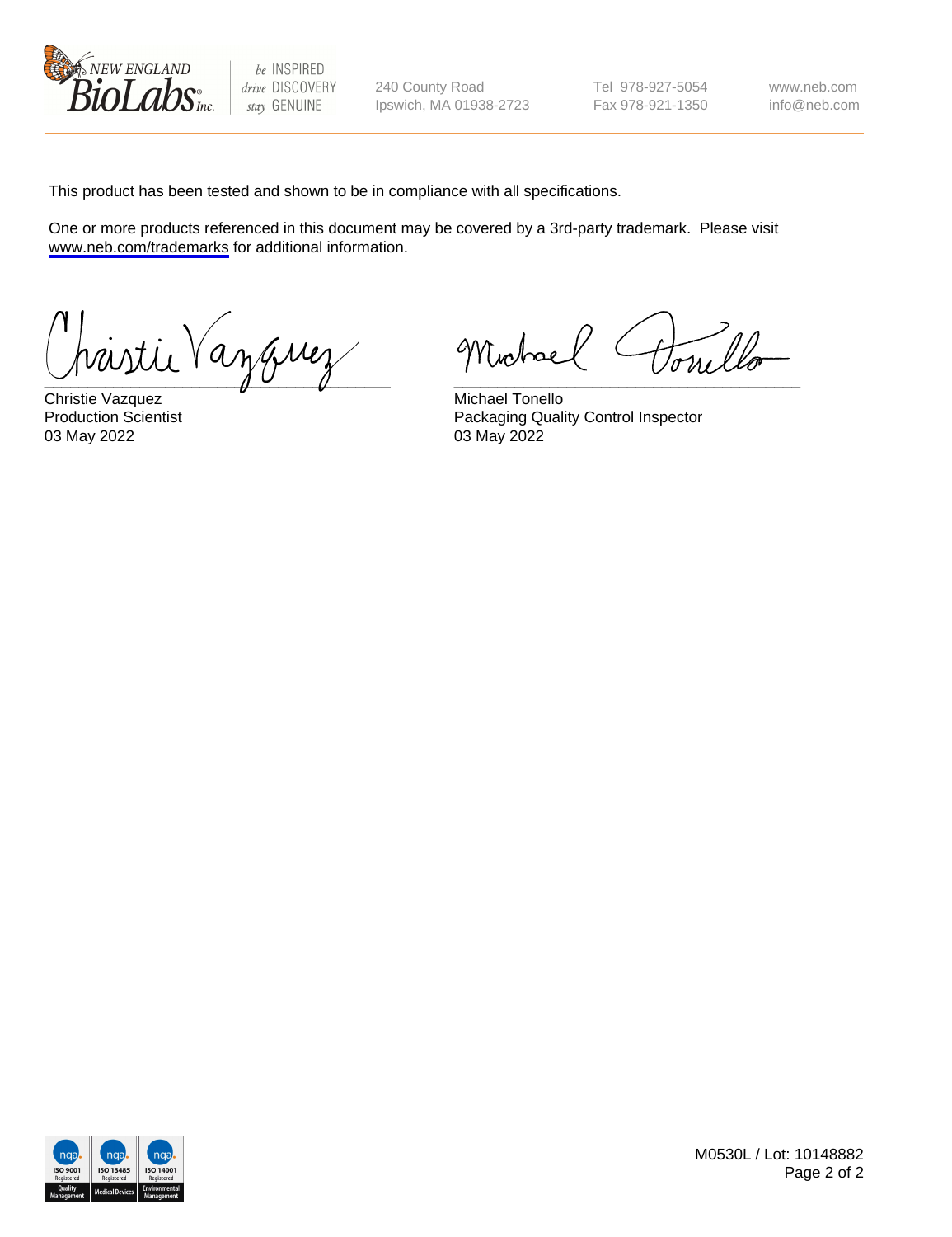This product has been tested and shown to be in compliance with all specifications.

One or more products referenced in this document may be covered by a 3rd-party trademark. Please visit www.neb.com/trademarks for additional information.

Christie Vazquez
Production Scientist
03 May 2022

Michael Tonello
Packaging Quality Control Inspector
03 May 2022

M0530L / Lot: 10148882